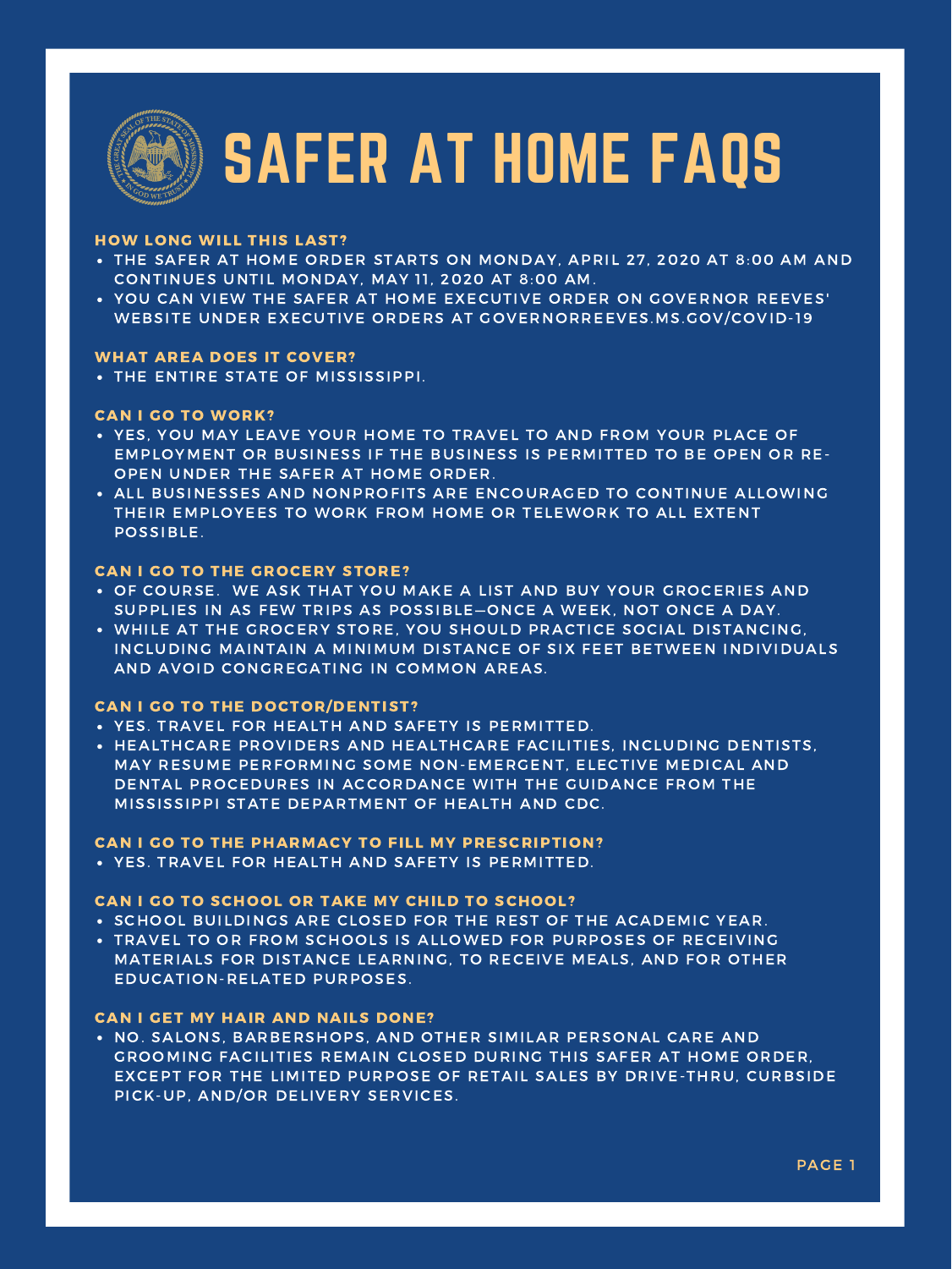# SAFER AT HOME FAQS

## HOW LONG WILL THIS LAST?

- THE SAFER AT HOME ORDER STARTS ON MONDAY, APRIL 27, 2020 AT 8:00 AM AND CONTINUES UNTIL MONDAY, MAY 11, 2020 AT 8:00 AM.
- YOU CAN VIEW THE SAFER AT HOME EXECUTIVE ORDER ON GOVERNOR REEVES' WEBSITE UNDER EXECUTIVE ORDERS AT GOVERNORREEVES.MS.GOV/COVID-19

## WHAT AREA DOES IT COVER?

- THE ENTIRE STATE OF MISSISSIPPI.

## CAN I GO TO WORK?

- YES, YOU MAY LEAVE YOUR HOME TO TRAVEL TO AND FROM YOUR PLACE OF EMPLOYMENT OR BUSINESS IF THE BUSINESS IS PERMITTED TO BE OPEN OR RE-OPEN UNDER THE SAFER AT HOME ORDER.
- ALL BUSINESSES AND NONPROFITS ARE ENCOURAGED TO CONTINUE ALLOWING THEIR EMPLOYEES TO WORK FROM HOME OR TELEWORK TO ALL EXTENT POSSIBLE.

## CAN I GO TO THE GROCERY STORE?

- OF COURSE. WE ASK THAT YOU MAKE A LIST AND BUY YOUR GROCERIES AND SUPPLIES IN AS FEW TRIPS AS POSSIBLE—ONCE A WEEK, NOT ONCE A DAY.
- WHILE AT THE GROCERY STORE, YOU SHOULD PRACTICE SOCIAL DISTANCING, INCLUDING MAINTAIN A MINIMUM DISTANCE OF SIX FEET BETWEEN INDIVIDUALS AND AVOID CONGREGATING IN COMMON AREAS.

## CAN I GO TO THE DOCTOR/DENTIST?

- YES. TRAVEL FOR HEALTH AND SAFETY IS PERMITTED.
- HEALTHCARE PROVIDERS AND HEALTHCARE FACILITIES, INCLUDING DENTISTS, MAY RESUME PERFORMING SOME NON-EMERGENT, ELECTIVE MEDICAL AND DENTAL PROCEDURES IN ACCORDANCE WITH THE GUIDANCE FROM THE MISSISSIPPI STATE DEPARTMENT OF HEALTH AND CDC.

## CAN I GO TO THE PHARMACY TO FILL MY PRESCRIPTION?

- YES. TRAVEL FOR HEALTH AND SAFETY IS PERMITTED.

## CAN I GO TO SCHOOL OR TAKE MY CHILD TO SCHOOL?

- SCHOOL BUILDINGS ARE CLOSED FOR THE REST OF THE ACADEMIC YEAR.
- TRAVEL TO OR FROM SCHOOLS IS ALLOWED FOR PURPOSES OF RECEIVING MATERIALS FOR DISTANCE LEARNING, TO RECEIVE MEALS, AND FOR OTHER EDUCATION-RELATED PURPOSES.

## CAN I GET MY HAIR AND NAILS DONE?

- NO. SALONS, BARBERSHOPS, AND OTHER SIMILAR PERSONAL CARE AND GROOMING FACILITIES REMAIN CLOSED DURING THIS SAFER AT HOME ORDER, EXCEPT FOR THE LIMITED PURPOSE OF RETAIL SALES BY DRIVE-THRU, CURBSIDE PICK-UP, AND/OR DELIVERY SERVICES.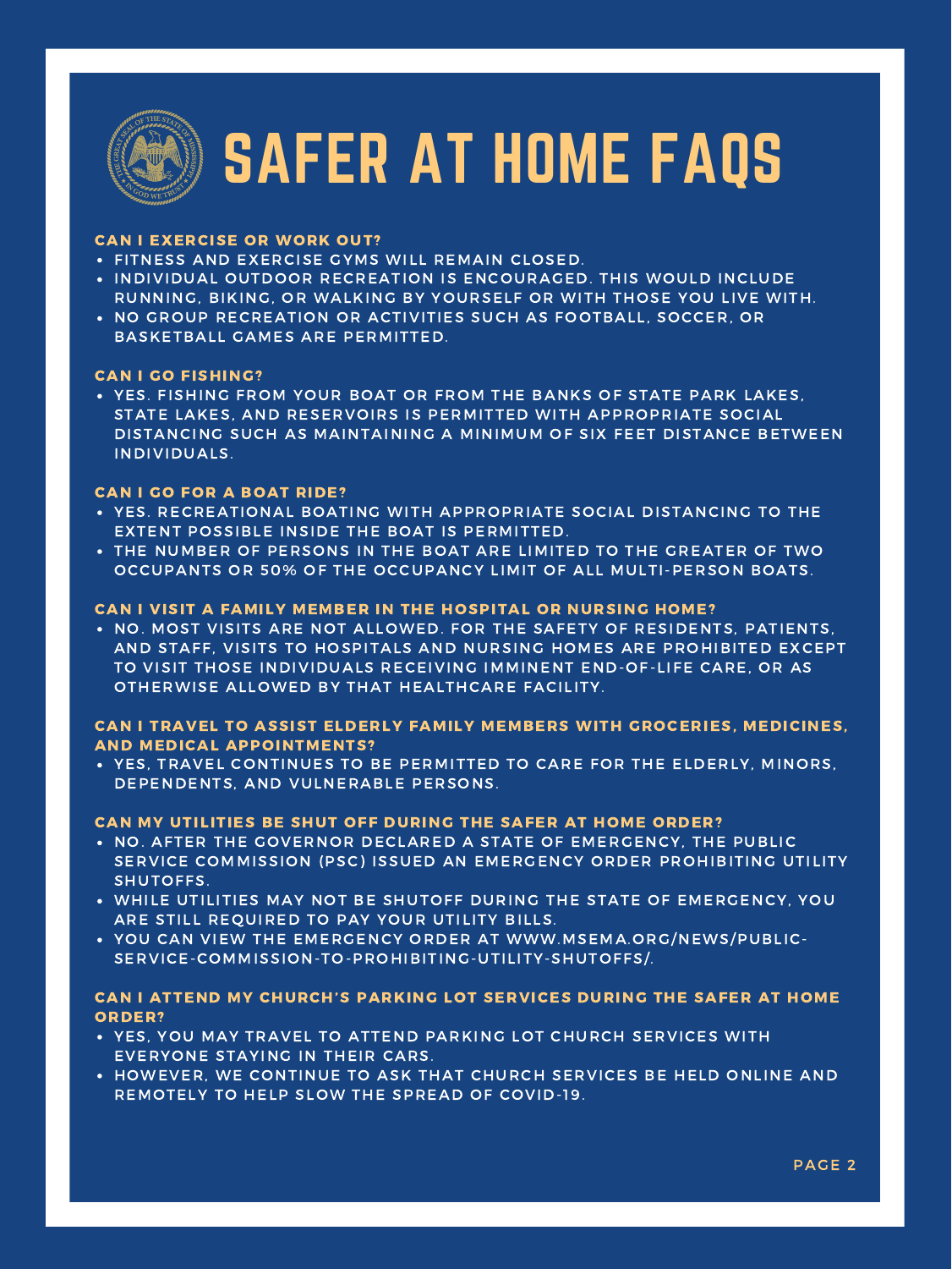# SAFER AT HOME FAQS

### CAN I EXERCISE OR WORK OUT?

- FITNESS AND EXERCISE GYMS WILL REMAIN CLOSED.
- INDIVIDUAL OUTDOOR RECREATION IS ENCOURAGED. THIS WOULD INCLUDE RUNNING, BIKING, OR WALKING BY YOURSELF OR WITH THOSE YOU LIVE WITH.
- NO GROUP RECREATION OR ACTIVITIES SUCH AS FOOTBALL, SOCCER, OR BASKETBALL GAMES ARE PERMITTED.

### CAN I GO FISHING?

- YES. FISHING FROM YOUR BOAT OR FROM THE BANKS OF STATE PARK LAKES, STATE LAKES, AND RESERVOIRS IS PERMITTED WITH APPROPRIATE SOCIAL DISTANCING SUCH AS MAINTAINING A MINIMUM OF SIX FEET DISTANCE BETWEEN INDIVIDUALS.

### CAN I GO FOR A BOAT RIDE?

- YES. RECREATIONAL BOATING WITH APPROPRIATE SOCIAL DISTANCING TO THE EXTENT POSSIBLE INSIDE THE BOAT IS PERMITTED.
- THE NUMBER OF PERSONS IN THE BOAT ARE LIMITED TO THE GREATER OF TWO OCCUPANTS OR 50% OF THE OCCUPANCY LIMIT OF ALL MULTI-PERSON BOATS.

### CAN I VISIT A FAMILY MEMBER IN THE HOSPITAL OR NURSING HOME?

- NO. MOST VISITS ARE NOT ALLOWED. FOR THE SAFETY OF RESIDENTS, PATIENTS, AND STAFF, VISITS TO HOSPITALS AND NURSING HOMES ARE PROHIBITED EXCEPT TO VISIT THOSE INDIVIDUALS RECEIVING IMMINENT END-OF-LIFE CARE, OR AS OTHERWISE ALLOWED BY THAT HEALTHCARE FACILITY.

### CAN I TRAVEL TO ASSIST ELDERLY FAMILY MEMBERS WITH GROCERIES, MEDICINES, AND MEDICAL APPOINTMENTS?

- YES, TRAVEL CONTINUES TO BE PERMITTED TO CARE FOR THE ELDERLY, MINORS, DEPENDENTS, AND VULNERABLE PERSONS.

### CAN MY UTILITIES BE SHUT OFF DURING THE SAFER AT HOME ORDER?

- NO. AFTER THE GOVERNOR DECLARED A STATE OF EMERGENCY, THE PUBLIC SERVICE COMMISSION (PSC) ISSUED AN EMERGENCY ORDER PROHIBITING UTILITY SHUTOFFS.
- WHILE UTILITIES MAY NOT BE SHUTOFF DURING THE STATE OF EMERGENCY, YOU ARE STILL REQUIRED TO PAY YOUR UTILITY BILLS.
- YOU CAN VIEW THE EMERGENCY ORDER AT WWW.MSEMA.ORG/NEWS/PUBLIC-SERVICE-COMMISSION-TO-PROHIBITING-UTILITY-SHUTOFFS/.

### CAN I ATTEND MY CHURCH'S PARKING LOT SERVICES DURING THE SAFER AT HOME ORDER?

- YES, YOU MAY TRAVEL TO ATTEND PARKING LOT CHURCH SERVICES WITH EVERYONE STAYING IN THEIR CARS.
- HOWEVER, WE CONTINUE TO ASK THAT CHURCH SERVICES BE HELD ONLINE AND REMOTELY TO HELP SLOW THE SPREAD OF COVID-19.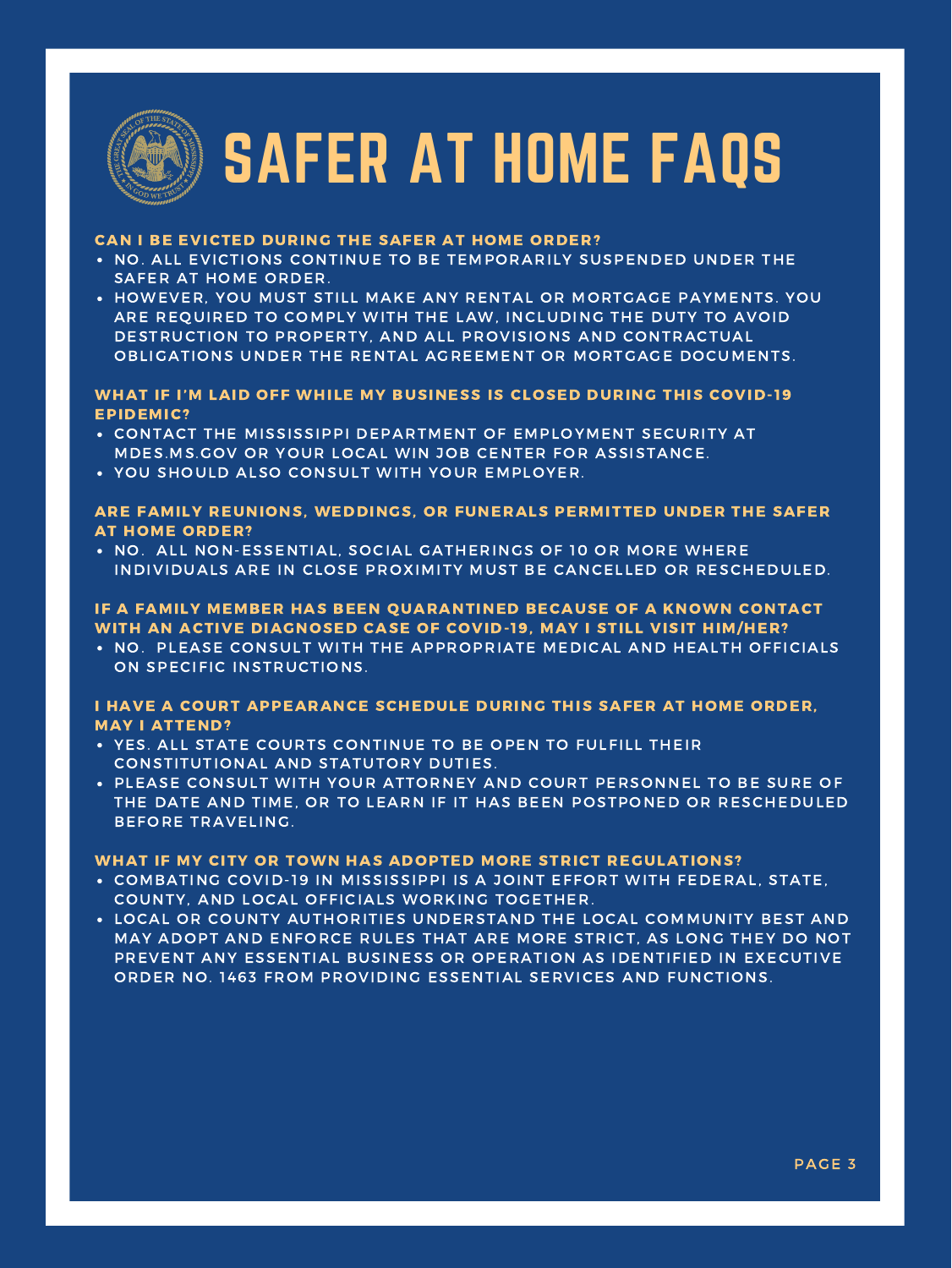# SAFER AT HOME FAQS

**CAN I BE EVICTED DURING THE SAFER AT HOME ORDER?**

- NO. ALL EVICTIONS CONTINUE TO BE TEMPORARILY SUSPENDED UNDER THE SAFER AT HOME ORDER.
- HOWEVER, YOU MUST STILL MAKE ANY RENTAL OR MORTGAGE PAYMENTS. YOU ARE REQUIRED TO COMPLY WITH THE LAW, INCLUDING THE DUTY TO AVOID DESTRUCTION TO PROPERTY, AND ALL PROVISIONS AND CONTRACTUAL OBLIGATIONS UNDER THE RENTAL AGREEMENT OR MORTGAGE DOCUMENTS.

**WHAT IF I'M LAID OFF WHILE MY BUSINESS IS CLOSED DURING THIS COVID-19 EPIDEMIC?**

- CONTACT THE MISSISSIPPI DEPARTMENT OF EMPLOYMENT SECURITY AT MDES.MS.GOV OR YOUR LOCAL WIN JOB CENTER FOR ASSISTANCE.
- YOU SHOULD ALSO CONSULT WITH YOUR EMPLOYER.

**ARE FAMILY REUNIONS, WEDDINGS, OR FUNERALS PERMITTED UNDER THE SAFER AT HOME ORDER?**

- NO. ALL NON-ESSENTIAL, SOCIAL GATHERINGS OF 10 OR MORE WHERE INDIVIDUALS ARE IN CLOSE PROXIMITY MUST BE CANCELLED OR RESCHEDULED.

**IF A FAMILY MEMBER HAS BEEN QUARANTINED BECAUSE OF A KNOWN CONTACT WITH AN ACTIVE DIAGNOSED CASE OF COVID-19, MAY I STILL VISIT HIM/HER?**

- NO. PLEASE CONSULT WITH THE APPROPRIATE MEDICAL AND HEALTH OFFICIALS ON SPECIFIC INSTRUCTIONS.

**I HAVE A COURT APPEARANCE SCHEDULE DURING THIS SAFER AT HOME ORDER, MAY I ATTEND?**

- YES. ALL STATE COURTS CONTINUE TO BE OPEN TO FULFILL THEIR CONSTITUTIONAL AND STATUTORY DUTIES.
- PLEASE CONSULT WITH YOUR ATTORNEY AND COURT PERSONNEL TO BE SURE OF THE DATE AND TIME, OR TO LEARN IF IT HAS BEEN POSTPONED OR RESCHEDULED BEFORE TRAVELING.

**WHAT IF MY CITY OR TOWN HAS ADOPTED MORE STRICT REGULATIONS?**

- COMBATING COVID-19 IN MISSISSIPPI IS A JOINT EFFORT WITH FEDERAL, STATE, COUNTY, AND LOCAL OFFICIALS WORKING TOGETHER.
- LOCAL OR COUNTY AUTHORITIES UNDERSTAND THE LOCAL COMMUNITY BEST AND MAY ADOPT AND ENFORCE RULES THAT ARE MORE STRICT, AS LONG THEY DO NOT PREVENT ANY ESSENTIAL BUSINESS OR OPERATION AS IDENTIFIED IN EXECUTIVE ORDER NO. 1463 FROM PROVIDING ESSENTIAL SERVICES AND FUNCTIONS.